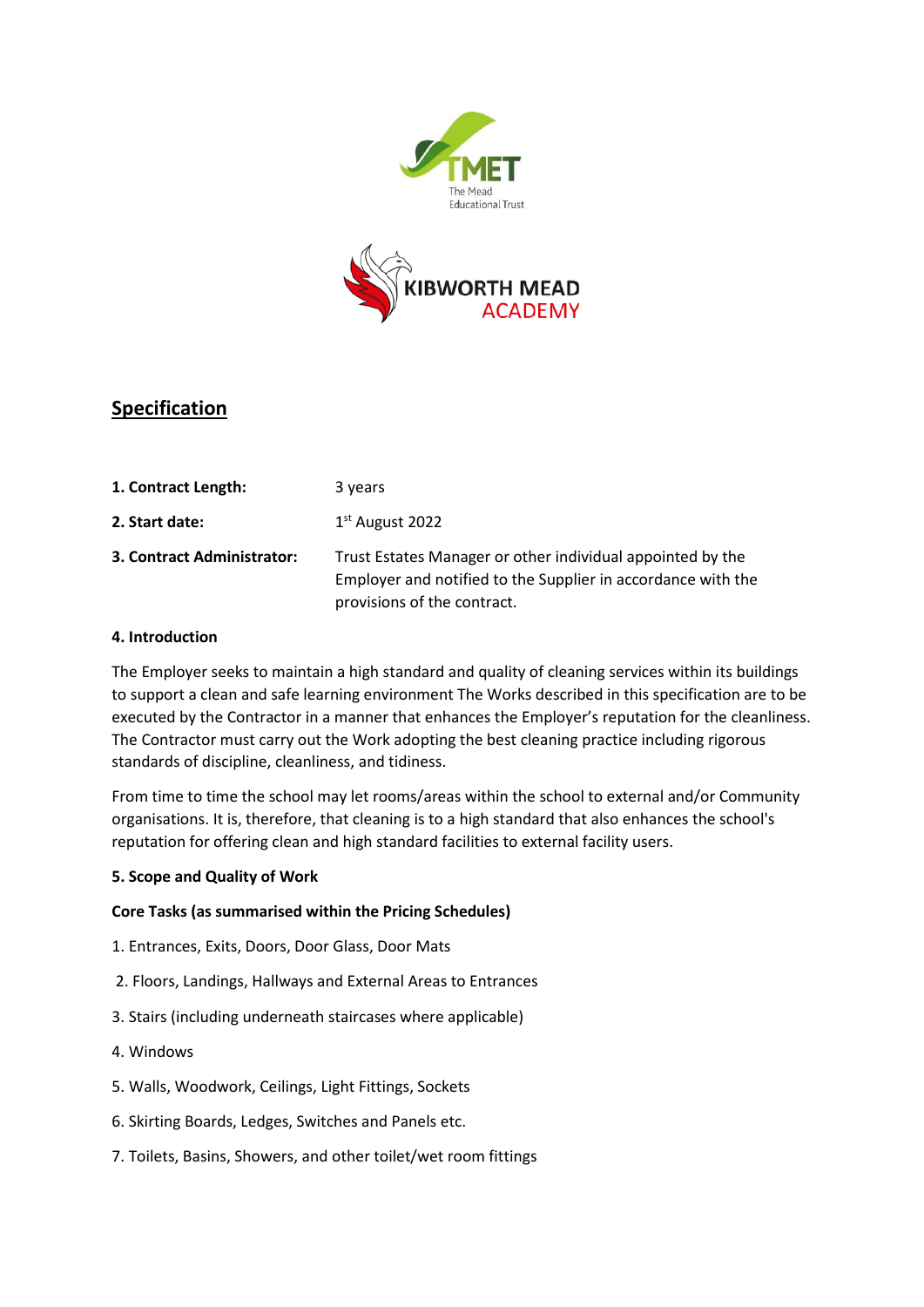TMET
The Mead Educational Trust

KIBWORTH MEAD ACADEMY

## Specification

| | |
|---|---|
| **1. Contract Length:** | 3 years |
| **2. Start date:** | 1st August 2022 |
| **3. Contract Administrator:** | Trust Estates Manager or other individual appointed by the Employer and notified to the Supplier in accordance with the provisions of the contract. |

### 4. Introduction

The Employer seeks to maintain a high standard and quality of cleaning services within its buildings to support a clean and safe learning environment The Works described in this specification are to be executed by the Contractor in a manner that enhances the Employer's reputation for the cleanliness. The Contractor must carry out the Work adopting the best cleaning practice including rigorous standards of discipline, cleanliness, and tidiness.

From time to time the school may let rooms/areas within the school to external and/or Community organisations. It is, therefore, that cleaning is to a high standard that also enhances the school's reputation for offering clean and high standard facilities to external facility users.

### 5. Scope and Quality of Work

**Core Tasks (as summarised within the Pricing Schedules)**

1. Entrances, Exits, Doors, Door Glass, Door Mats
2. Floors, Landings, Hallways and External Areas to Entrances
3. Stairs (including underneath staircases where applicable)
4. Windows
5. Walls, Woodwork, Ceilings, Light Fittings, Sockets
6. Skirting Boards, Ledges, Switches and Panels etc.
7. Toilets, Basins, Showers, and other toilet/wet room fittings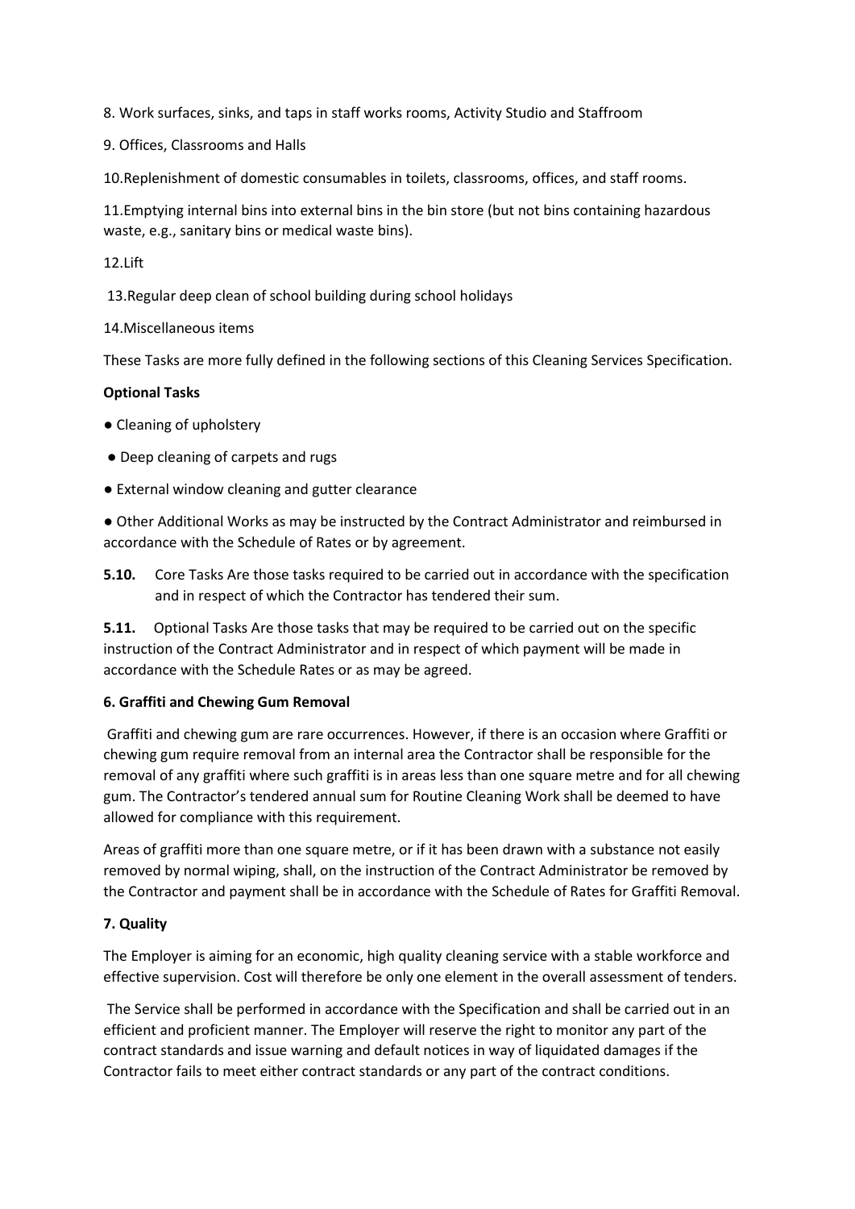8. Work surfaces, sinks, and taps in staff works rooms, Activity Studio and Staffroom

9. Offices, Classrooms and Halls

10.Replenishment of domestic consumables in toilets, classrooms, offices, and staff rooms.

11.Emptying internal bins into external bins in the bin store (but not bins containing hazardous waste, e.g., sanitary bins or medical waste bins).

12.Lift

13.Regular deep clean of school building during school holidays

14.Miscellaneous items

These Tasks are more fully defined in the following sections of this Cleaning Services Specification.

**Optional Tasks**

- Cleaning of upholstery
- Deep cleaning of carpets and rugs
- External window cleaning and gutter clearance
- Other Additional Works as may be instructed by the Contract Administrator and reimbursed in accordance with the Schedule of Rates or by agreement.

**5.10.** Core Tasks Are those tasks required to be carried out in accordance with the specification and in respect of which the Contractor has tendered their sum.

**5.11.** Optional Tasks Are those tasks that may be required to be carried out on the specific instruction of the Contract Administrator and in respect of which payment will be made in accordance with the Schedule Rates or as may be agreed.

**6. Graffiti and Chewing Gum Removal**

Graffiti and chewing gum are rare occurrences. However, if there is an occasion where Graffiti or chewing gum require removal from an internal area the Contractor shall be responsible for the removal of any graffiti where such graffiti is in areas less than one square metre and for all chewing gum. The Contractor's tendered annual sum for Routine Cleaning Work shall be deemed to have allowed for compliance with this requirement.

Areas of graffiti more than one square metre, or if it has been drawn with a substance not easily removed by normal wiping, shall, on the instruction of the Contract Administrator be removed by the Contractor and payment shall be in accordance with the Schedule of Rates for Graffiti Removal.

**7. Quality**

The Employer is aiming for an economic, high quality cleaning service with a stable workforce and effective supervision. Cost will therefore be only one element in the overall assessment of tenders.

The Service shall be performed in accordance with the Specification and shall be carried out in an efficient and proficient manner. The Employer will reserve the right to monitor any part of the contract standards and issue warning and default notices in way of liquidated damages if the Contractor fails to meet either contract standards or any part of the contract conditions.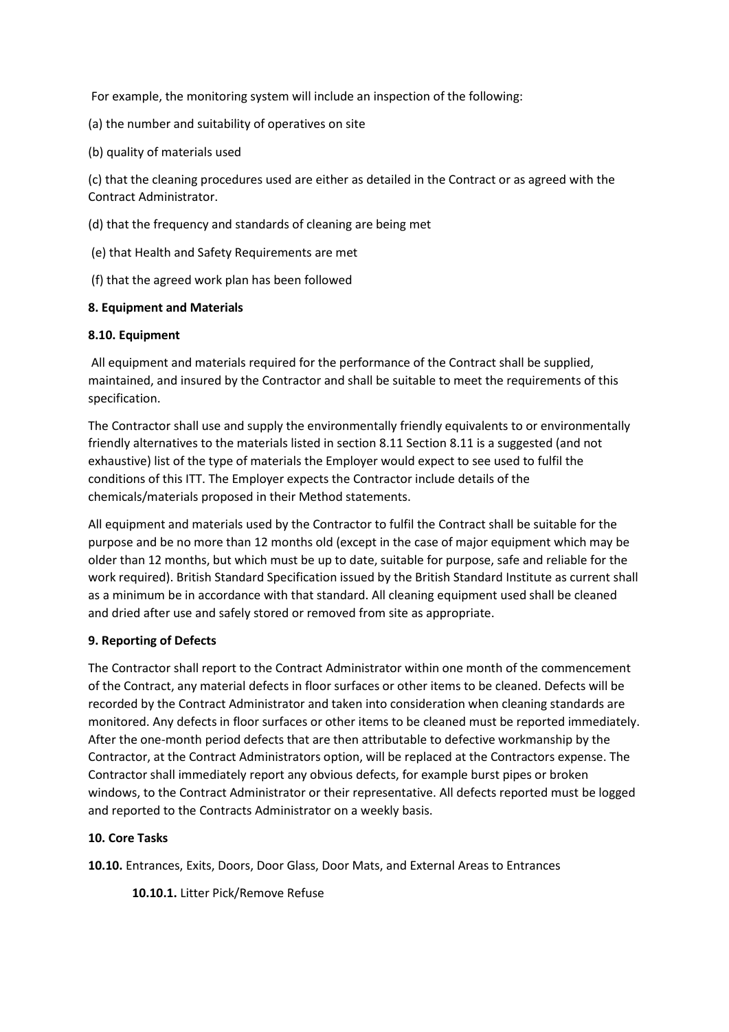For example, the monitoring system will include an inspection of the following:

(a) the number and suitability of operatives on site

(b) quality of materials used

(c) that the cleaning procedures used are either as detailed in the Contract or as agreed with the Contract Administrator.

(d) that the frequency and standards of cleaning are being met

(e) that Health and Safety Requirements are met

(f) that the agreed work plan has been followed

**8. Equipment and Materials**

**8.10. Equipment**

All equipment and materials required for the performance of the Contract shall be supplied, maintained, and insured by the Contractor and shall be suitable to meet the requirements of this specification.

The Contractor shall use and supply the environmentally friendly equivalents to or environmentally friendly alternatives to the materials listed in section 8.11 Section 8.11 is a suggested (and not exhaustive) list of the type of materials the Employer would expect to see used to fulfil the conditions of this ITT. The Employer expects the Contractor include details of the chemicals/materials proposed in their Method statements.

All equipment and materials used by the Contractor to fulfil the Contract shall be suitable for the purpose and be no more than 12 months old (except in the case of major equipment which may be older than 12 months, but which must be up to date, suitable for purpose, safe and reliable for the work required). British Standard Specification issued by the British Standard Institute as current shall as a minimum be in accordance with that standard. All cleaning equipment used shall be cleaned and dried after use and safely stored or removed from site as appropriate.

**9. Reporting of Defects**

The Contractor shall report to the Contract Administrator within one month of the commencement of the Contract, any material defects in floor surfaces or other items to be cleaned. Defects will be recorded by the Contract Administrator and taken into consideration when cleaning standards are monitored. Any defects in floor surfaces or other items to be cleaned must be reported immediately. After the one-month period defects that are then attributable to defective workmanship by the Contractor, at the Contract Administrators option, will be replaced at the Contractors expense. The Contractor shall immediately report any obvious defects, for example burst pipes or broken windows, to the Contract Administrator or their representative. All defects reported must be logged and reported to the Contracts Administrator on a weekly basis.

**10. Core Tasks**

**10.10.** Entrances, Exits, Doors, Door Glass, Door Mats, and External Areas to Entrances

**10.10.1.** Litter Pick/Remove Refuse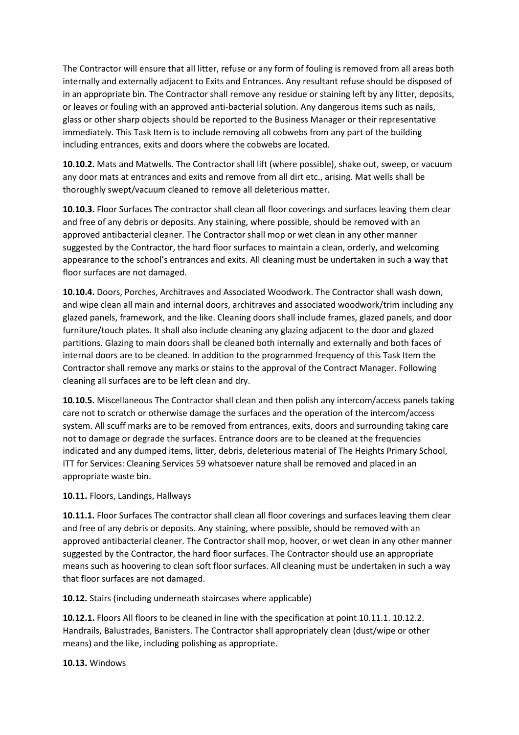The Contractor will ensure that all litter, refuse or any form of fouling is removed from all areas both internally and externally adjacent to Exits and Entrances. Any resultant refuse should be disposed of in an appropriate bin. The Contractor shall remove any residue or staining left by any litter, deposits, or leaves or fouling with an approved anti-bacterial solution. Any dangerous items such as nails, glass or other sharp objects should be reported to the Business Manager or their representative immediately. This Task Item is to include removing all cobwebs from any part of the building including entrances, exits and doors where the cobwebs are located.

**10.10.2.** Mats and Matwells. The Contractor shall lift (where possible), shake out, sweep, or vacuum any door mats at entrances and exits and remove from all dirt etc., arising. Mat wells shall be thoroughly swept/vacuum cleaned to remove all deleterious matter.

**10.10.3.** Floor Surfaces The contractor shall clean all floor coverings and surfaces leaving them clear and free of any debris or deposits. Any staining, where possible, should be removed with an approved antibacterial cleaner. The Contractor shall mop or wet clean in any other manner suggested by the Contractor, the hard floor surfaces to maintain a clean, orderly, and welcoming appearance to the school's entrances and exits. All cleaning must be undertaken in such a way that floor surfaces are not damaged.

**10.10.4.** Doors, Porches, Architraves and Associated Woodwork. The Contractor shall wash down, and wipe clean all main and internal doors, architraves and associated woodwork/trim including any glazed panels, framework, and the like. Cleaning doors shall include frames, glazed panels, and door furniture/touch plates. It shall also include cleaning any glazing adjacent to the door and glazed partitions. Glazing to main doors shall be cleaned both internally and externally and both faces of internal doors are to be cleaned. In addition to the programmed frequency of this Task Item the Contractor shall remove any marks or stains to the approval of the Contract Manager. Following cleaning all surfaces are to be left clean and dry.

**10.10.5.** Miscellaneous The Contractor shall clean and then polish any intercom/access panels taking care not to scratch or otherwise damage the surfaces and the operation of the intercom/access system. All scuff marks are to be removed from entrances, exits, doors and surrounding taking care not to damage or degrade the surfaces. Entrance doors are to be cleaned at the frequencies indicated and any dumped items, litter, debris, deleterious material of The Heights Primary School, ITT for Services: Cleaning Services 59 whatsoever nature shall be removed and placed in an appropriate waste bin.

**10.11.** Floors, Landings, Hallways

**10.11.1.** Floor Surfaces The contractor shall clean all floor coverings and surfaces leaving them clear and free of any debris or deposits. Any staining, where possible, should be removed with an approved antibacterial cleaner. The Contractor shall mop, hoover, or wet clean in any other manner suggested by the Contractor, the hard floor surfaces. The Contractor should use an appropriate means such as hoovering to clean soft floor surfaces. All cleaning must be undertaken in such a way that floor surfaces are not damaged.

**10.12.** Stairs (including underneath staircases where applicable)

**10.12.1.** Floors All floors to be cleaned in line with the specification at point 10.11.1. 10.12.2. Handrails, Balustrades, Banisters. The Contractor shall appropriately clean (dust/wipe or other means) and the like, including polishing as appropriate.

**10.13.** Windows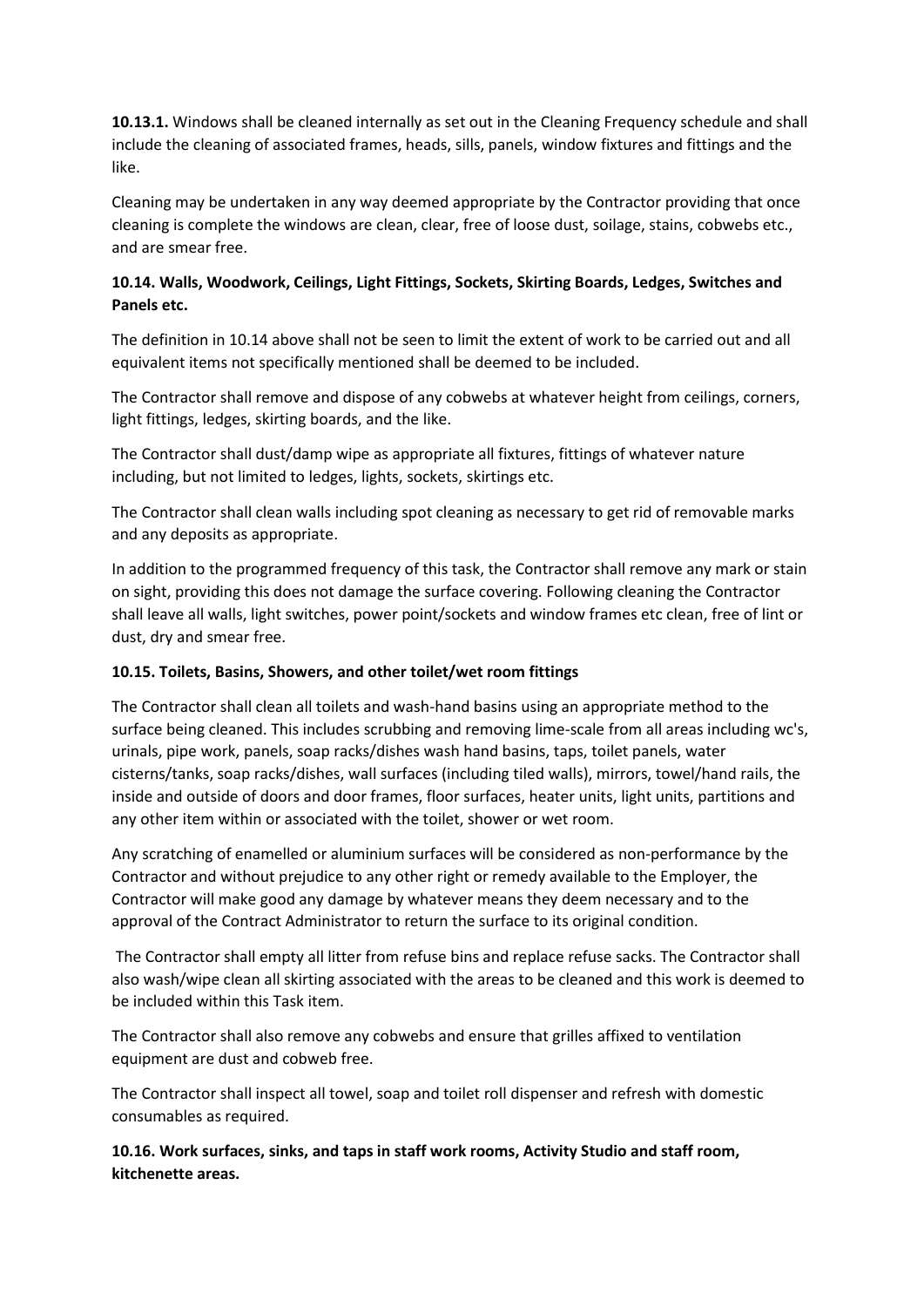**10.13.1.** Windows shall be cleaned internally as set out in the Cleaning Frequency schedule and shall include the cleaning of associated frames, heads, sills, panels, window fixtures and fittings and the like.

Cleaning may be undertaken in any way deemed appropriate by the Contractor providing that once cleaning is complete the windows are clean, clear, free of loose dust, soilage, stains, cobwebs etc., and are smear free.

**10.14. Walls, Woodwork, Ceilings, Light Fittings, Sockets, Skirting Boards, Ledges, Switches and Panels etc.**

The definition in 10.14 above shall not be seen to limit the extent of work to be carried out and all equivalent items not specifically mentioned shall be deemed to be included.

The Contractor shall remove and dispose of any cobwebs at whatever height from ceilings, corners, light fittings, ledges, skirting boards, and the like.

The Contractor shall dust/damp wipe as appropriate all fixtures, fittings of whatever nature including, but not limited to ledges, lights, sockets, skirtings etc.

The Contractor shall clean walls including spot cleaning as necessary to get rid of removable marks and any deposits as appropriate.

In addition to the programmed frequency of this task, the Contractor shall remove any mark or stain on sight, providing this does not damage the surface covering. Following cleaning the Contractor shall leave all walls, light switches, power point/sockets and window frames etc clean, free of lint or dust, dry and smear free.

**10.15. Toilets, Basins, Showers, and other toilet/wet room fittings**

The Contractor shall clean all toilets and wash-hand basins using an appropriate method to the surface being cleaned. This includes scrubbing and removing lime-scale from all areas including wc's, urinals, pipe work, panels, soap racks/dishes wash hand basins, taps, toilet panels, water cisterns/tanks, soap racks/dishes, wall surfaces (including tiled walls), mirrors, towel/hand rails, the inside and outside of doors and door frames, floor surfaces, heater units, light units, partitions and any other item within or associated with the toilet, shower or wet room.

Any scratching of enamelled or aluminium surfaces will be considered as non-performance by the Contractor and without prejudice to any other right or remedy available to the Employer, the Contractor will make good any damage by whatever means they deem necessary and to the approval of the Contract Administrator to return the surface to its original condition.

The Contractor shall empty all litter from refuse bins and replace refuse sacks. The Contractor shall also wash/wipe clean all skirting associated with the areas to be cleaned and this work is deemed to be included within this Task item.

The Contractor shall also remove any cobwebs and ensure that grilles affixed to ventilation equipment are dust and cobweb free.

The Contractor shall inspect all towel, soap and toilet roll dispenser and refresh with domestic consumables as required.

**10.16. Work surfaces, sinks, and taps in staff work rooms, Activity Studio and staff room, kitchenette areas.**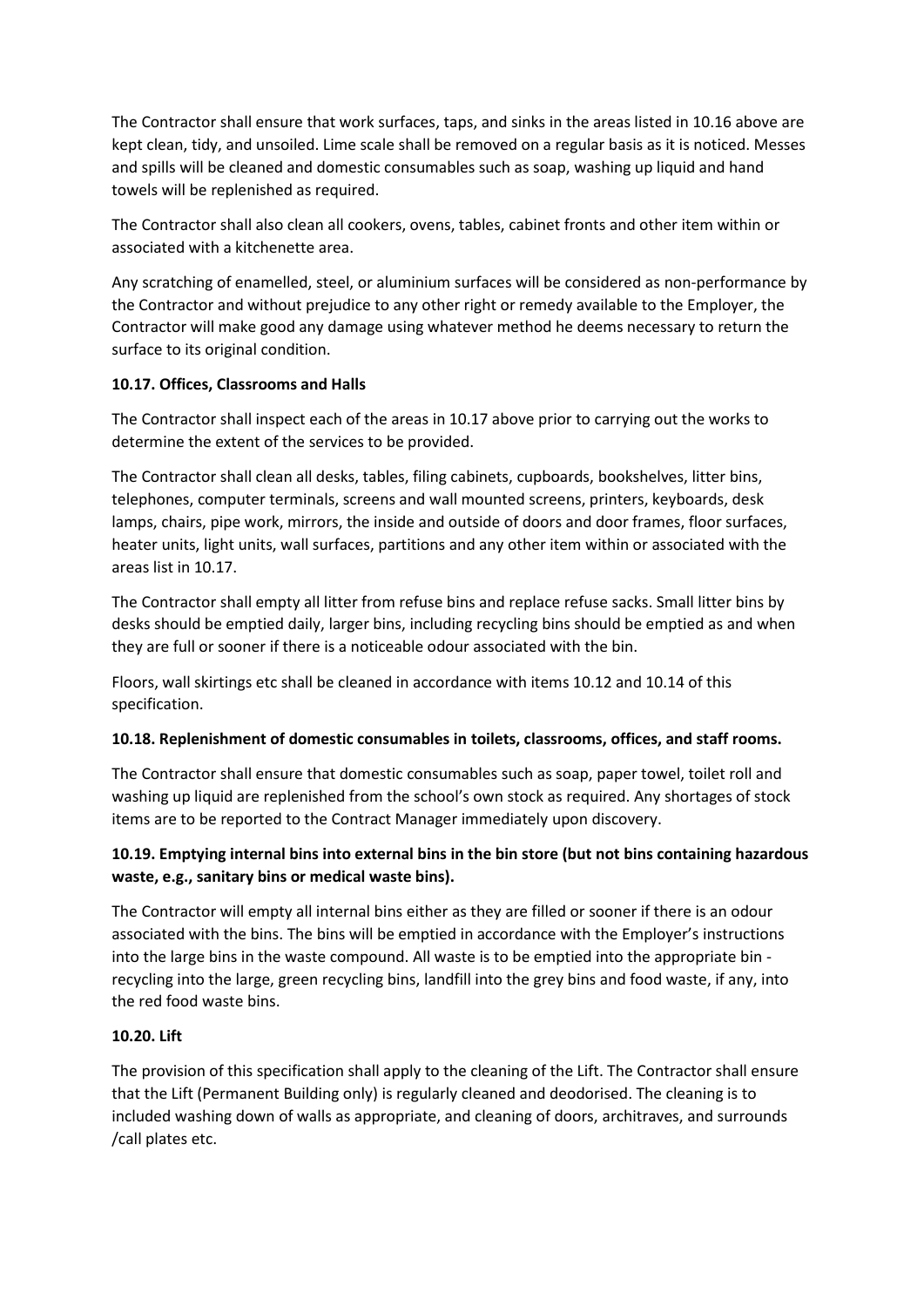The Contractor shall ensure that work surfaces, taps, and sinks in the areas listed in 10.16 above are kept clean, tidy, and unsoiled. Lime scale shall be removed on a regular basis as it is noticed. Messes and spills will be cleaned and domestic consumables such as soap, washing up liquid and hand towels will be replenished as required.

The Contractor shall also clean all cookers, ovens, tables, cabinet fronts and other item within or associated with a kitchenette area.

Any scratching of enamelled, steel, or aluminium surfaces will be considered as non-performance by the Contractor and without prejudice to any other right or remedy available to the Employer, the Contractor will make good any damage using whatever method he deems necessary to return the surface to its original condition.

**10.17. Offices, Classrooms and Halls**

The Contractor shall inspect each of the areas in 10.17 above prior to carrying out the works to determine the extent of the services to be provided.

The Contractor shall clean all desks, tables, filing cabinets, cupboards, bookshelves, litter bins, telephones, computer terminals, screens and wall mounted screens, printers, keyboards, desk lamps, chairs, pipe work, mirrors, the inside and outside of doors and door frames, floor surfaces, heater units, light units, wall surfaces, partitions and any other item within or associated with the areas list in 10.17.

The Contractor shall empty all litter from refuse bins and replace refuse sacks. Small litter bins by desks should be emptied daily, larger bins, including recycling bins should be emptied as and when they are full or sooner if there is a noticeable odour associated with the bin.

Floors, wall skirtings etc shall be cleaned in accordance with items 10.12 and 10.14 of this specification.

**10.18. Replenishment of domestic consumables in toilets, classrooms, offices, and staff rooms.**

The Contractor shall ensure that domestic consumables such as soap, paper towel, toilet roll and washing up liquid are replenished from the school's own stock as required. Any shortages of stock items are to be reported to the Contract Manager immediately upon discovery.

**10.19. Emptying internal bins into external bins in the bin store (but not bins containing hazardous waste, e.g., sanitary bins or medical waste bins).**

The Contractor will empty all internal bins either as they are filled or sooner if there is an odour associated with the bins. The bins will be emptied in accordance with the Employer's instructions into the large bins in the waste compound. All waste is to be emptied into the appropriate bin - recycling into the large, green recycling bins, landfill into the grey bins and food waste, if any, into the red food waste bins.

**10.20. Lift**

The provision of this specification shall apply to the cleaning of the Lift. The Contractor shall ensure that the Lift (Permanent Building only) is regularly cleaned and deodorised. The cleaning is to included washing down of walls as appropriate, and cleaning of doors, architraves, and surrounds /call plates etc.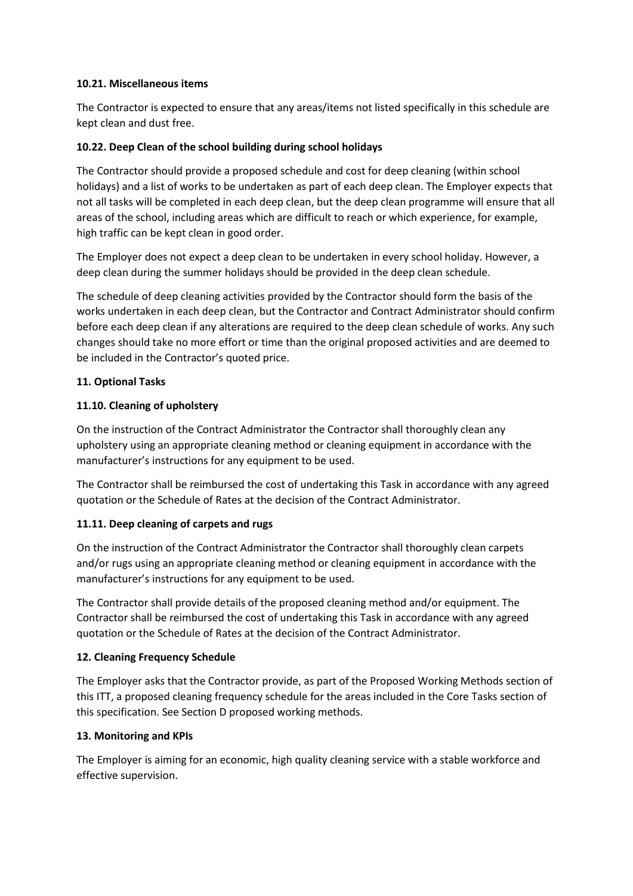**10.21. Miscellaneous items**

The Contractor is expected to ensure that any areas/items not listed specifically in this schedule are kept clean and dust free.

**10.22. Deep Clean of the school building during school holidays**

The Contractor should provide a proposed schedule and cost for deep cleaning (within school holidays) and a list of works to be undertaken as part of each deep clean. The Employer expects that not all tasks will be completed in each deep clean, but the deep clean programme will ensure that all areas of the school, including areas which are difficult to reach or which experience, for example, high traffic can be kept clean in good order.

The Employer does not expect a deep clean to be undertaken in every school holiday. However, a deep clean during the summer holidays should be provided in the deep clean schedule.

The schedule of deep cleaning activities provided by the Contractor should form the basis of the works undertaken in each deep clean, but the Contractor and Contract Administrator should confirm before each deep clean if any alterations are required to the deep clean schedule of works. Any such changes should take no more effort or time than the original proposed activities and are deemed to be included in the Contractor's quoted price.

**11. Optional Tasks**

**11.10. Cleaning of upholstery**

On the instruction of the Contract Administrator the Contractor shall thoroughly clean any upholstery using an appropriate cleaning method or cleaning equipment in accordance with the manufacturer's instructions for any equipment to be used.

The Contractor shall be reimbursed the cost of undertaking this Task in accordance with any agreed quotation or the Schedule of Rates at the decision of the Contract Administrator.

**11.11. Deep cleaning of carpets and rugs**

On the instruction of the Contract Administrator the Contractor shall thoroughly clean carpets and/or rugs using an appropriate cleaning method or cleaning equipment in accordance with the manufacturer's instructions for any equipment to be used.

The Contractor shall provide details of the proposed cleaning method and/or equipment. The Contractor shall be reimbursed the cost of undertaking this Task in accordance with any agreed quotation or the Schedule of Rates at the decision of the Contract Administrator.

**12. Cleaning Frequency Schedule**

The Employer asks that the Contractor provide, as part of the Proposed Working Methods section of this ITT, a proposed cleaning frequency schedule for the areas included in the Core Tasks section of this specification. See Section D proposed working methods.

**13. Monitoring and KPIs**

The Employer is aiming for an economic, high quality cleaning service with a stable workforce and effective supervision.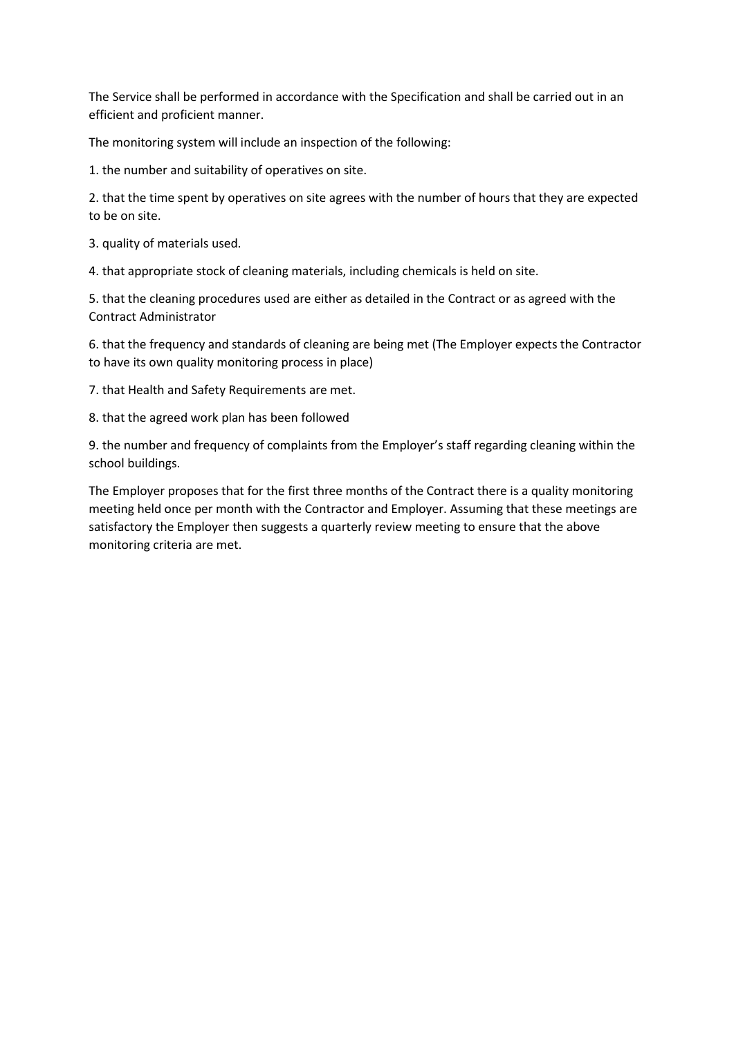The Service shall be performed in accordance with the Specification and shall be carried out in an efficient and proficient manner.

The monitoring system will include an inspection of the following:

1. the number and suitability of operatives on site.

2. that the time spent by operatives on site agrees with the number of hours that they are expected to be on site.

3. quality of materials used.

4. that appropriate stock of cleaning materials, including chemicals is held on site.

5. that the cleaning procedures used are either as detailed in the Contract or as agreed with the Contract Administrator

6. that the frequency and standards of cleaning are being met (The Employer expects the Contractor to have its own quality monitoring process in place)

7. that Health and Safety Requirements are met.

8. that the agreed work plan has been followed

9. the number and frequency of complaints from the Employer's staff regarding cleaning within the school buildings.

The Employer proposes that for the first three months of the Contract there is a quality monitoring meeting held once per month with the Contractor and Employer. Assuming that these meetings are satisfactory the Employer then suggests a quarterly review meeting to ensure that the above monitoring criteria are met.